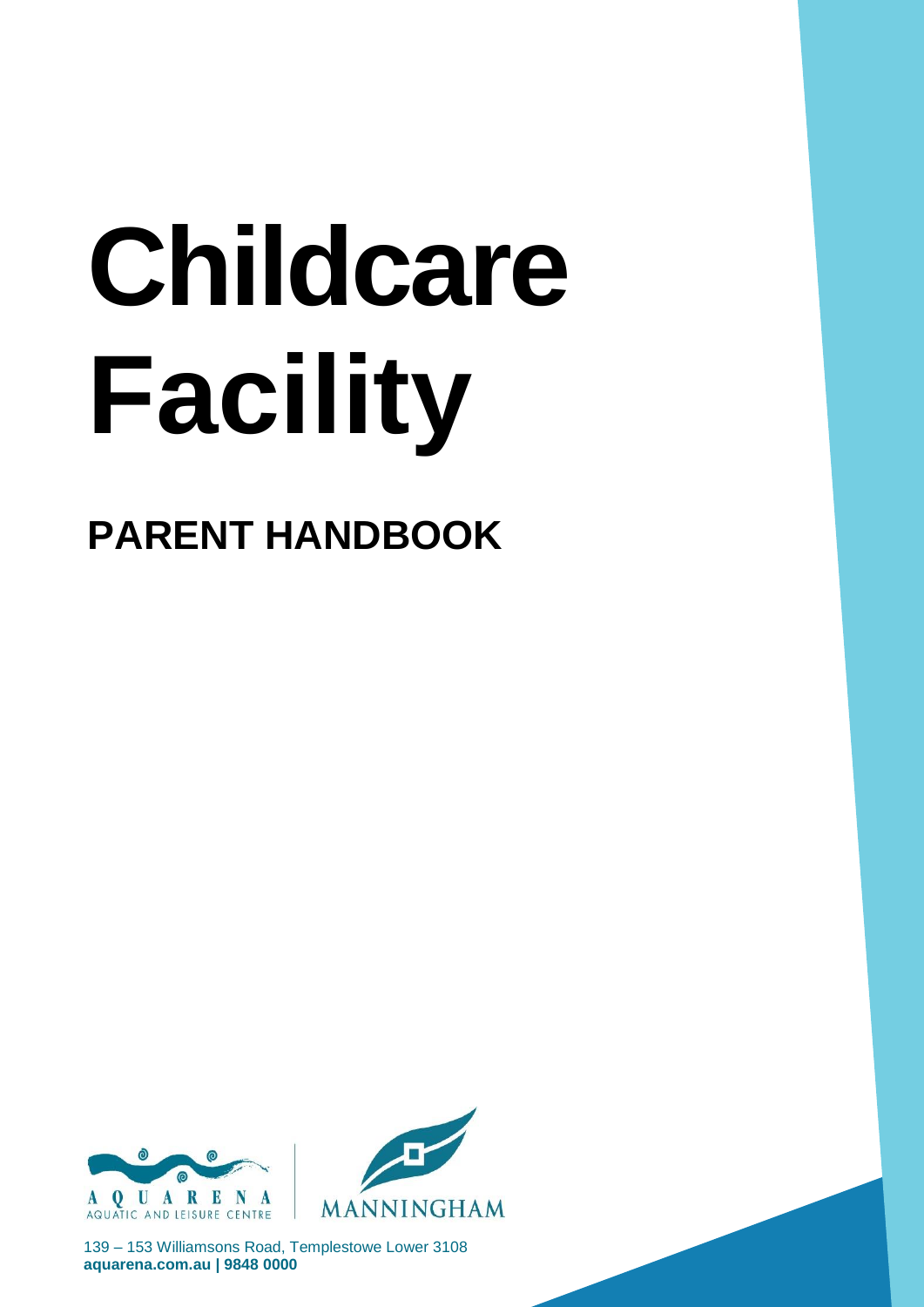# Childcare Facility

## PARENT HANDBOOK

AQUARENA AQUATIC AND LEISURE CENTRE

MANNINGHAM

139 – 153 Williamsons Road, Templestowe Lower 3108
**aquarena.com.au | 9848 0000**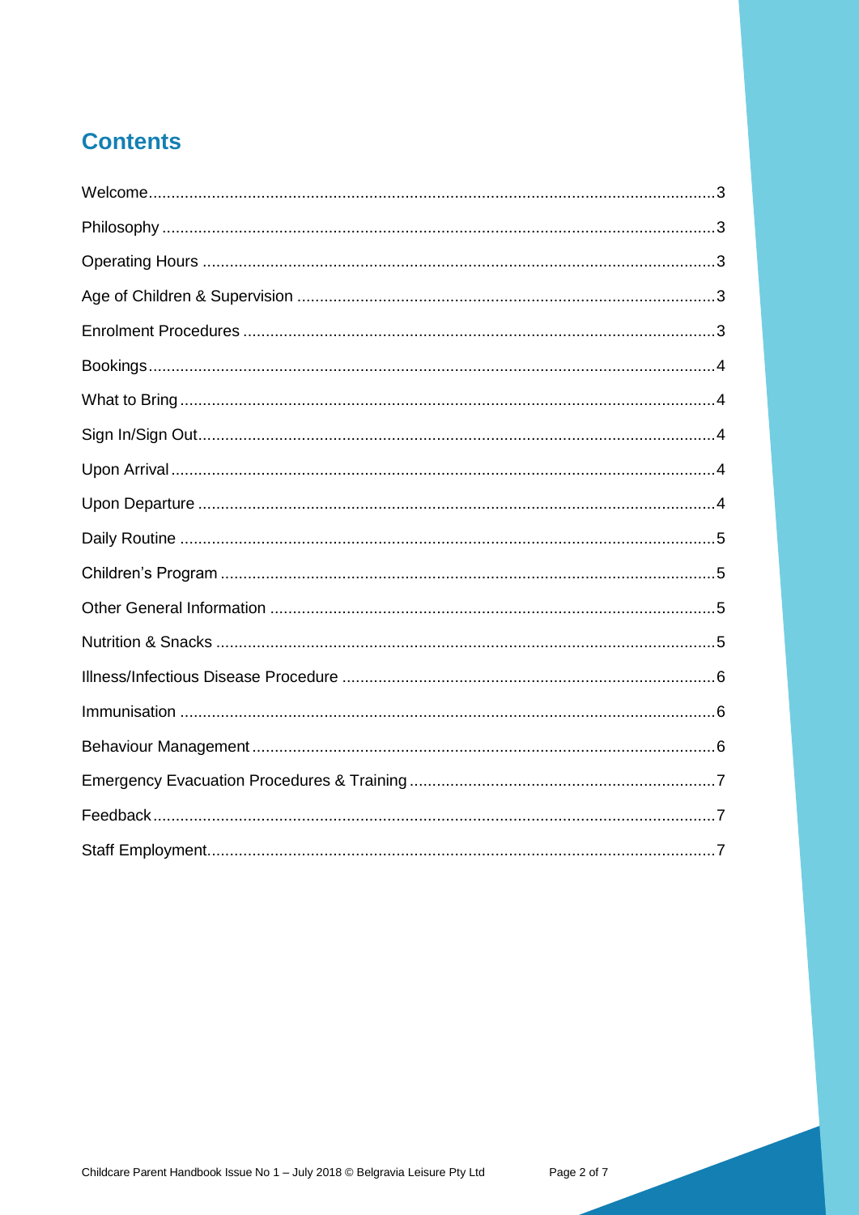# Contents

Welcome....................................................................................................................3

Philosophy ................................................................................................................3

Operating Hours .......................................................................................................3

Age of Children & Supervision .................................................................................3

Enrolment Procedures ..............................................................................................3

Bookings...................................................................................................................4

What to Bring............................................................................................................4

Sign In/Sign Out........................................................................................................4

Upon Arrival..............................................................................................................4

Upon Departure ........................................................................................................4

Daily Routine ............................................................................................................5

Children's Program ...................................................................................................5

Other General Information ........................................................................................5

Nutrition & Snacks ....................................................................................................5

Illness/Infectious Disease Procedure ........................................................................6

Immunisation ............................................................................................................6

Behaviour Management............................................................................................6

Emergency Evacuation Procedures & Training ..........................................................7

Feedback..................................................................................................................7

Staff Employment......................................................................................................7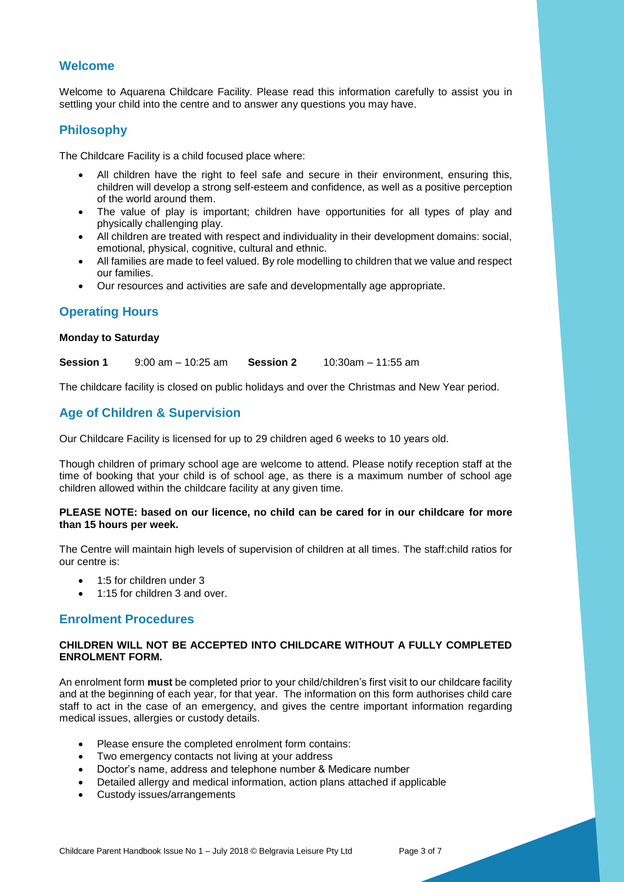## Welcome

Welcome to Aquarena Childcare Facility. Please read this information carefully to assist you in settling your child into the centre and to answer any questions you may have.

## Philosophy

The Childcare Facility is a child focused place where:

- All children have the right to feel safe and secure in their environment, ensuring this, children will develop a strong self-esteem and confidence, as well as a positive perception of the world around them.
- The value of play is important; children have opportunities for all types of play and physically challenging play.
- All children are treated with respect and individuality in their development domains: social, emotional, physical, cognitive, cultural and ethnic.
- All families are made to feel valued. By role modelling to children that we value and respect our families.
- Our resources and activities are safe and developmentally age appropriate.

## Operating Hours

**Monday to Saturday**

**Session 1** 9:00 am – 10:25 am **Session 2** 10:30am – 11:55 am

The childcare facility is closed on public holidays and over the Christmas and New Year period.

## Age of Children & Supervision

Our Childcare Facility is licensed for up to 29 children aged 6 weeks to 10 years old.

Though children of primary school age are welcome to attend. Please notify reception staff at the time of booking that your child is of school age, as there is a maximum number of school age children allowed within the childcare facility at any given time.

**PLEASE NOTE: based on our licence, no child can be cared for in our childcare for more than 15 hours per week.**

The Centre will maintain high levels of supervision of children at all times. The staff:child ratios for our centre is:

- 1:5 for children under 3
- 1:15 for children 3 and over.

## Enrolment Procedures

**CHILDREN WILL NOT BE ACCEPTED INTO CHILDCARE WITHOUT A FULLY COMPLETED ENROLMENT FORM.**

An enrolment form **must** be completed prior to your child/children's first visit to our childcare facility and at the beginning of each year, for that year. The information on this form authorises child care staff to act in the case of an emergency, and gives the centre important information regarding medical issues, allergies or custody details.

- Please ensure the completed enrolment form contains:
- Two emergency contacts not living at your address
- Doctor's name, address and telephone number & Medicare number
- Detailed allergy and medical information, action plans attached if applicable
- Custody issues/arrangements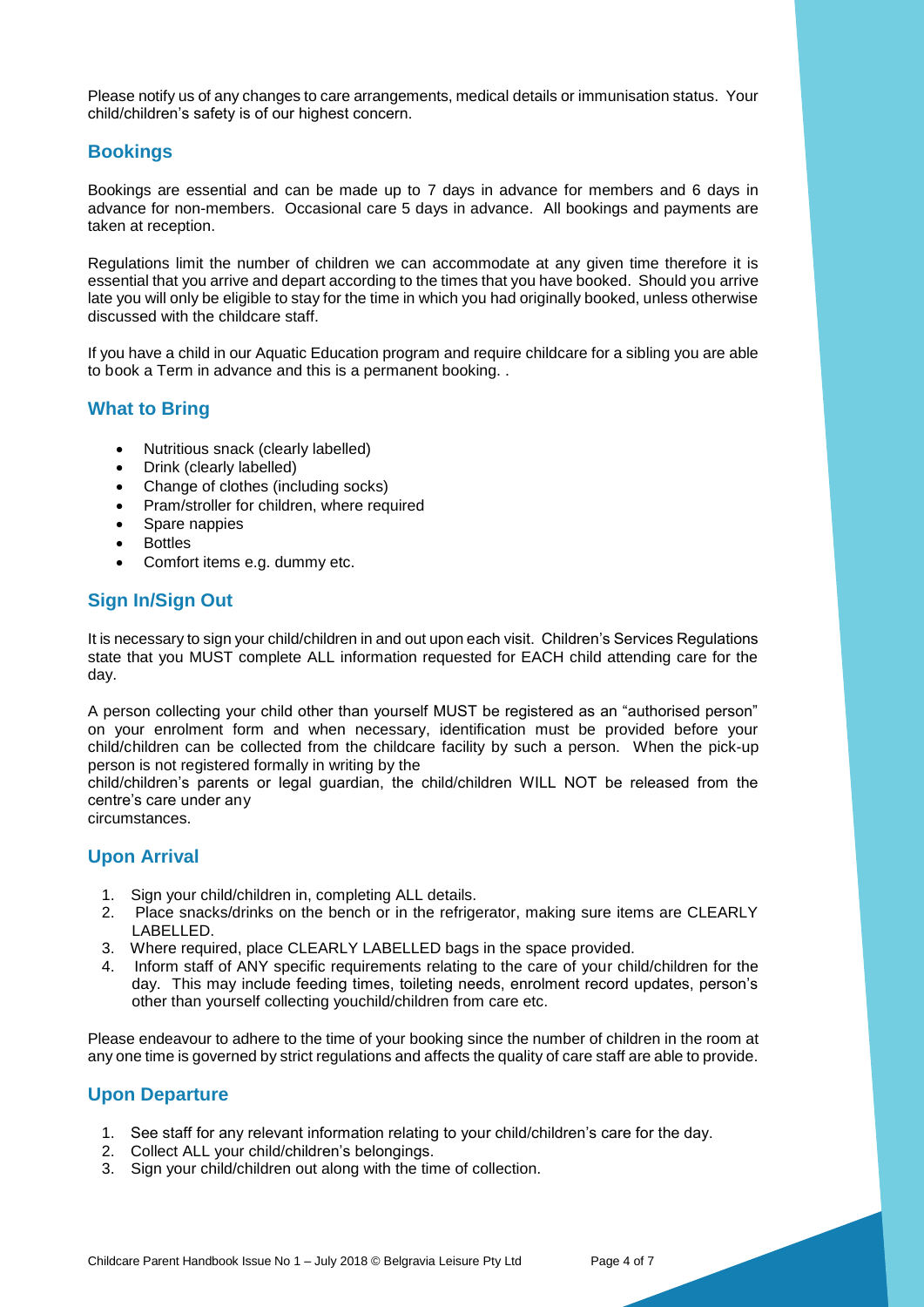Please notify us of any changes to care arrangements, medical details or immunisation status. Your child/children's safety is of our highest concern.

## Bookings

Bookings are essential and can be made up to 7 days in advance for members and 6 days in advance for non-members. Occasional care 5 days in advance. All bookings and payments are taken at reception.

Regulations limit the number of children we can accommodate at any given time therefore it is essential that you arrive and depart according to the times that you have booked. Should you arrive late you will only be eligible to stay for the time in which you had originally booked, unless otherwise discussed with the childcare staff.

If you have a child in our Aquatic Education program and require childcare for a sibling you are able to book a Term in advance and this is a permanent booking. .

## What to Bring

- Nutritious snack (clearly labelled)
- Drink (clearly labelled)
- Change of clothes (including socks)
- Pram/stroller for children, where required
- Spare nappies
- Bottles
- Comfort items e.g. dummy etc.

## Sign In/Sign Out

It is necessary to sign your child/children in and out upon each visit. Children's Services Regulations state that you MUST complete ALL information requested for EACH child attending care for the day.

A person collecting your child other than yourself MUST be registered as an "authorised person" on your enrolment form and when necessary, identification must be provided before your child/children can be collected from the childcare facility by such a person. When the pick-up person is not registered formally in writing by the child/children's parents or legal guardian, the child/children WILL NOT be released from the centre's care under any circumstances.

## Upon Arrival

1. Sign your child/children in, completing ALL details.
2. Place snacks/drinks on the bench or in the refrigerator, making sure items are CLEARLY LABELLED.
3. Where required, place CLEARLY LABELLED bags in the space provided.
4. Inform staff of ANY specific requirements relating to the care of your child/children for the day. This may include feeding times, toileting needs, enrolment record updates, person's other than yourself collecting youchild/children from care etc.

Please endeavour to adhere to the time of your booking since the number of children in the room at any one time is governed by strict regulations and affects the quality of care staff are able to provide.

## Upon Departure

1. See staff for any relevant information relating to your child/children's care for the day.
2. Collect ALL your child/children's belongings.
3. Sign your child/children out along with the time of collection.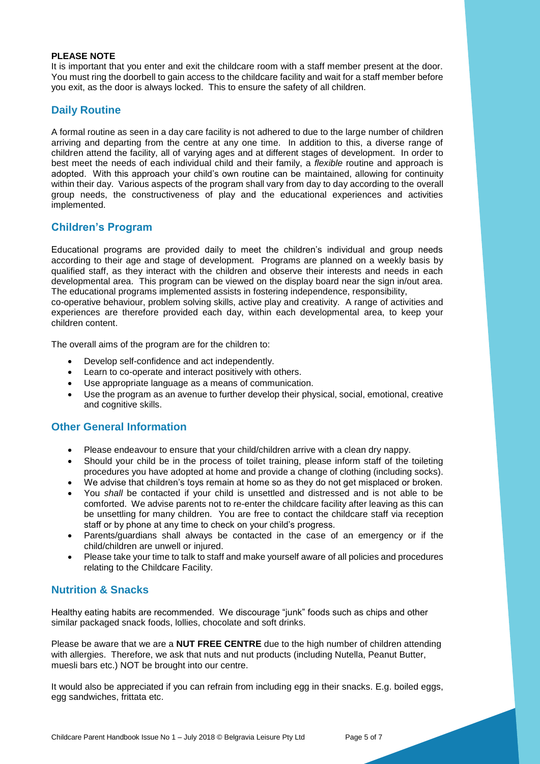**PLEASE NOTE**

It is important that you enter and exit the childcare room with a staff member present at the door. You must ring the doorbell to gain access to the childcare facility and wait for a staff member before you exit, as the door is always locked. This to ensure the safety of all children.

## Daily Routine

A formal routine as seen in a day care facility is not adhered to due to the large number of children arriving and departing from the centre at any one time. In addition to this, a diverse range of children attend the facility, all of varying ages and at different stages of development. In order to best meet the needs of each individual child and their family, a *flexible* routine and approach is adopted. With this approach your child's own routine can be maintained, allowing for continuity within their day. Various aspects of the program shall vary from day to day according to the overall group needs, the constructiveness of play and the educational experiences and activities implemented.

## Children's Program

Educational programs are provided daily to meet the children's individual and group needs according to their age and stage of development. Programs are planned on a weekly basis by qualified staff, as they interact with the children and observe their interests and needs in each developmental area. This program can be viewed on the display board near the sign in/out area. The educational programs implemented assists in fostering independence, responsibility, co-operative behaviour, problem solving skills, active play and creativity. A range of activities and experiences are therefore provided each day, within each developmental area, to keep your children content.

The overall aims of the program are for the children to:

- Develop self-confidence and act independently.
- Learn to co-operate and interact positively with others.
- Use appropriate language as a means of communication.
- Use the program as an avenue to further develop their physical, social, emotional, creative and cognitive skills.

## Other General Information

- Please endeavour to ensure that your child/children arrive with a clean dry nappy.
- Should your child be in the process of toilet training, please inform staff of the toileting procedures you have adopted at home and provide a change of clothing (including socks).
- We advise that children's toys remain at home so as they do not get misplaced or broken.
- You *shall* be contacted if your child is unsettled and distressed and is not able to be comforted. We advise parents not to re-enter the childcare facility after leaving as this can be unsettling for many children. You are free to contact the childcare staff via reception staff or by phone at any time to check on your child's progress.
- Parents/guardians shall always be contacted in the case of an emergency or if the child/children are unwell or injured.
- Please take your time to talk to staff and make yourself aware of all policies and procedures relating to the Childcare Facility.

## Nutrition & Snacks

Healthy eating habits are recommended. We discourage "junk" foods such as chips and other similar packaged snack foods, lollies, chocolate and soft drinks.

Please be aware that we are a **NUT FREE CENTRE** due to the high number of children attending with allergies. Therefore, we ask that nuts and nut products (including Nutella, Peanut Butter, muesli bars etc.) NOT be brought into our centre.

It would also be appreciated if you can refrain from including egg in their snacks. E.g. boiled eggs, egg sandwiches, frittata etc.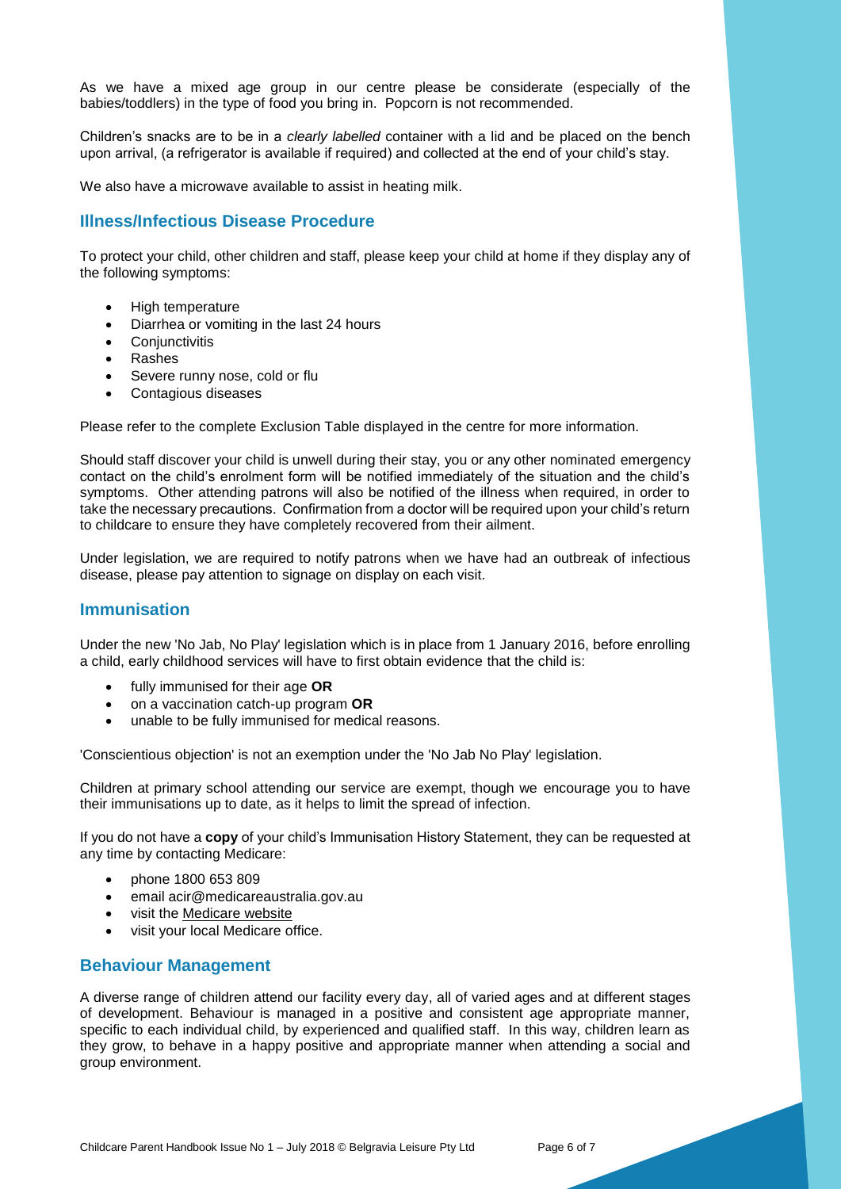As we have a mixed age group in our centre please be considerate (especially of the babies/toddlers) in the type of food you bring in. Popcorn is not recommended.

Children's snacks are to be in a *clearly labelled* container with a lid and be placed on the bench upon arrival, (a refrigerator is available if required) and collected at the end of your child's stay.

We also have a microwave available to assist in heating milk.

## Illness/Infectious Disease Procedure

To protect your child, other children and staff, please keep your child at home if they display any of the following symptoms:

- High temperature
- Diarrhea or vomiting in the last 24 hours
- Conjunctivitis
- Rashes
- Severe runny nose, cold or flu
- Contagious diseases

Please refer to the complete Exclusion Table displayed in the centre for more information.

Should staff discover your child is unwell during their stay, you or any other nominated emergency contact on the child's enrolment form will be notified immediately of the situation and the child's symptoms. Other attending patrons will also be notified of the illness when required, in order to take the necessary precautions. Confirmation from a doctor will be required upon your child's return to childcare to ensure they have completely recovered from their ailment.

Under legislation, we are required to notify patrons when we have had an outbreak of infectious disease, please pay attention to signage on display on each visit.

## Immunisation

Under the new 'No Jab, No Play' legislation which is in place from 1 January 2016, before enrolling a child, early childhood services will have to first obtain evidence that the child is:

- fully immunised for their age **OR**
- on a vaccination catch-up program **OR**
- unable to be fully immunised for medical reasons.

'Conscientious objection' is not an exemption under the 'No Jab No Play' legislation.

Children at primary school attending our service are exempt, though we encourage you to have their immunisations up to date, as it helps to limit the spread of infection.

If you do not have a **copy** of your child's Immunisation History Statement, they can be requested at any time by contacting Medicare:

- phone 1800 653 809
- email acir@medicareaustralia.gov.au
- visit the Medicare website
- visit your local Medicare office.

## Behaviour Management

A diverse range of children attend our facility every day, all of varied ages and at different stages of development. Behaviour is managed in a positive and consistent age appropriate manner, specific to each individual child, by experienced and qualified staff. In this way, children learn as they grow, to behave in a happy positive and appropriate manner when attending a social and group environment.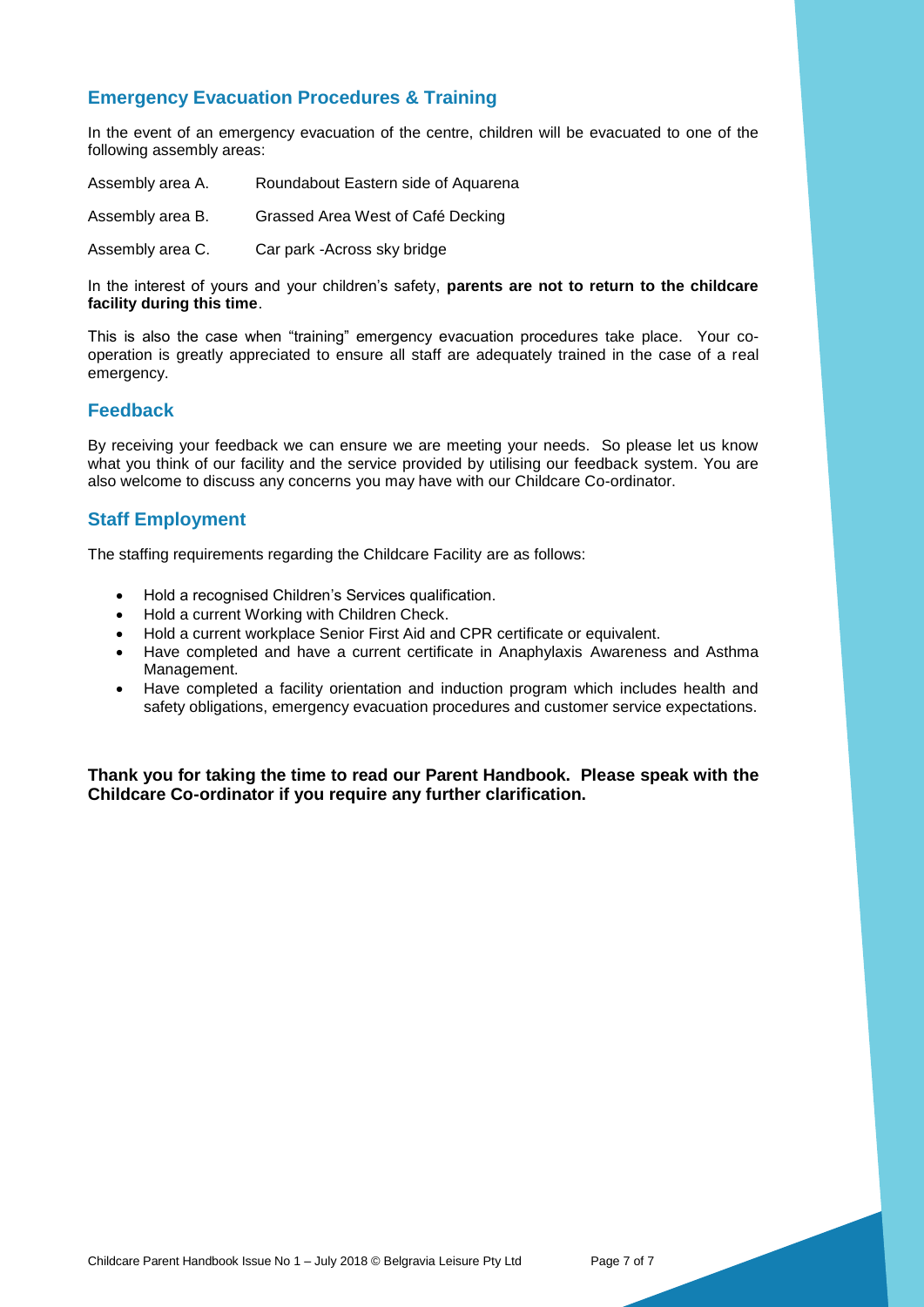## Emergency Evacuation Procedures & Training

In the event of an emergency evacuation of the centre, children will be evacuated to one of the following assembly areas:

| | |
|---|---|
| Assembly area A. | Roundabout Eastern side of Aquarena |
| Assembly area B. | Grassed Area West of Café Decking |
| Assembly area C. | Car park -Across sky bridge |

In the interest of yours and your children's safety, **parents are not to return to the childcare facility during this time**.

This is also the case when "training" emergency evacuation procedures take place. Your co-operation is greatly appreciated to ensure all staff are adequately trained in the case of a real emergency.

## Feedback

By receiving your feedback we can ensure we are meeting your needs. So please let us know what you think of our facility and the service provided by utilising our feedback system. You are also welcome to discuss any concerns you may have with our Childcare Co-ordinator.

## Staff Employment

The staffing requirements regarding the Childcare Facility are as follows:

- Hold a recognised Children's Services qualification.
- Hold a current Working with Children Check.
- Hold a current workplace Senior First Aid and CPR certificate or equivalent.
- Have completed and have a current certificate in Anaphylaxis Awareness and Asthma Management.
- Have completed a facility orientation and induction program which includes health and safety obligations, emergency evacuation procedures and customer service expectations.

**Thank you for taking the time to read our Parent Handbook. Please speak with the Childcare Co-ordinator if you require any further clarification.**